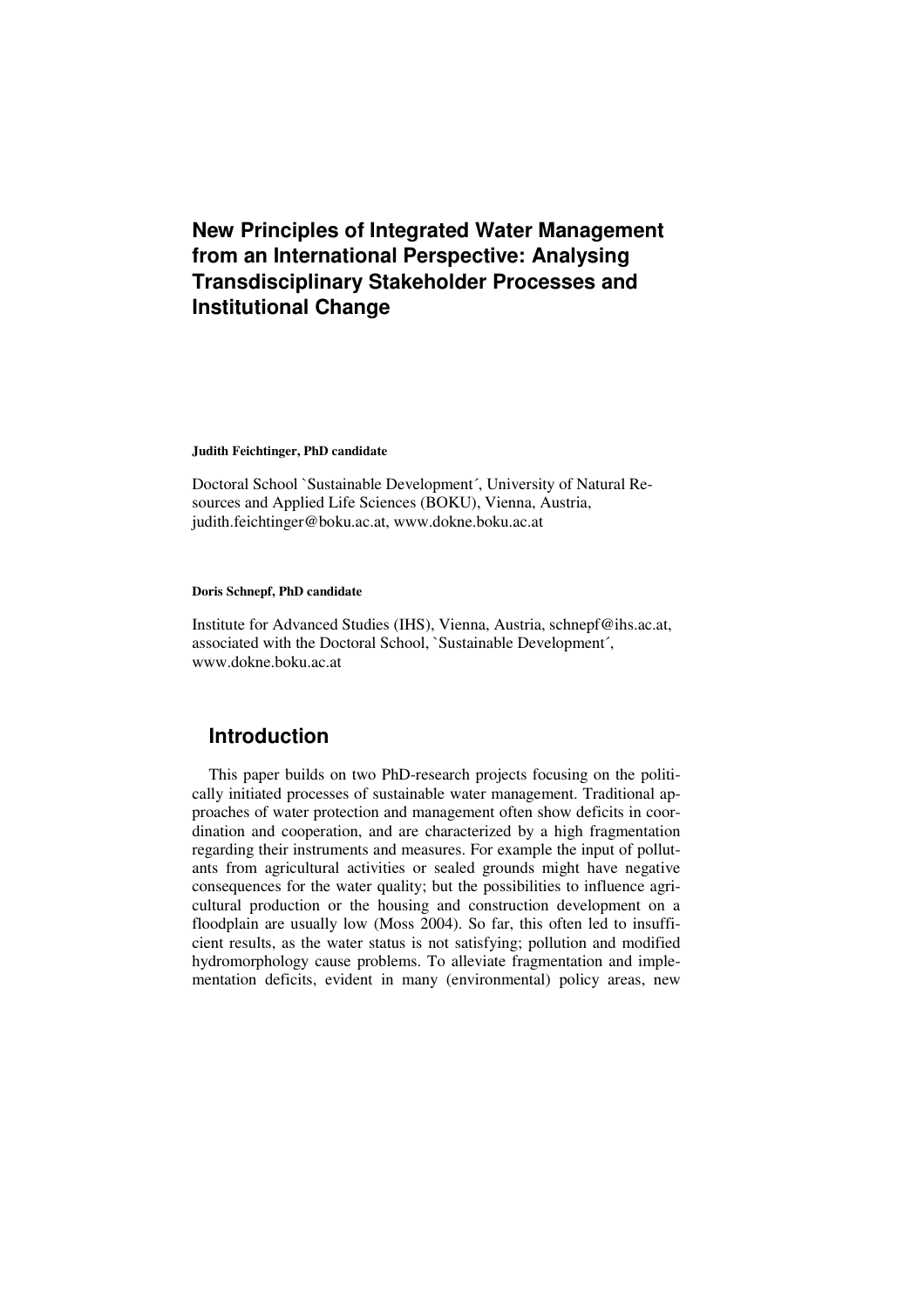# New Principles of Integrated Water Management from an International Perspective: Analysing Transdisciplinary Stakeholder Processes and Institutional Change

**Judith Feichtinger, PhD candidate**

Doctoral School `Sustainable Development´, University of Natural Resources and Applied Life Sciences (BOKU), Vienna, Austria, judith.feichtinger@boku.ac.at, www.dokne.boku.ac.at

**Doris Schnepf, PhD candidate**

Institute for Advanced Studies (IHS), Vienna, Austria, schnepf@ihs.ac.at, associated with the Doctoral School, `Sustainable Development´, www.dokne.boku.ac.at

## Introduction

This paper builds on two PhD-research projects focusing on the politically initiated processes of sustainable water management. Traditional approaches of water protection and management often show deficits in coordination and cooperation, and are characterized by a high fragmentation regarding their instruments and measures. For example the input of pollutants from agricultural activities or sealed grounds might have negative consequences for the water quality; but the possibilities to influence agricultural production or the housing and construction development on a floodplain are usually low (Moss 2004). So far, this often led to insufficient results, as the water status is not satisfying; pollution and modified hydromorphology cause problems. To alleviate fragmentation and implementation deficits, evident in many (environmental) policy areas, new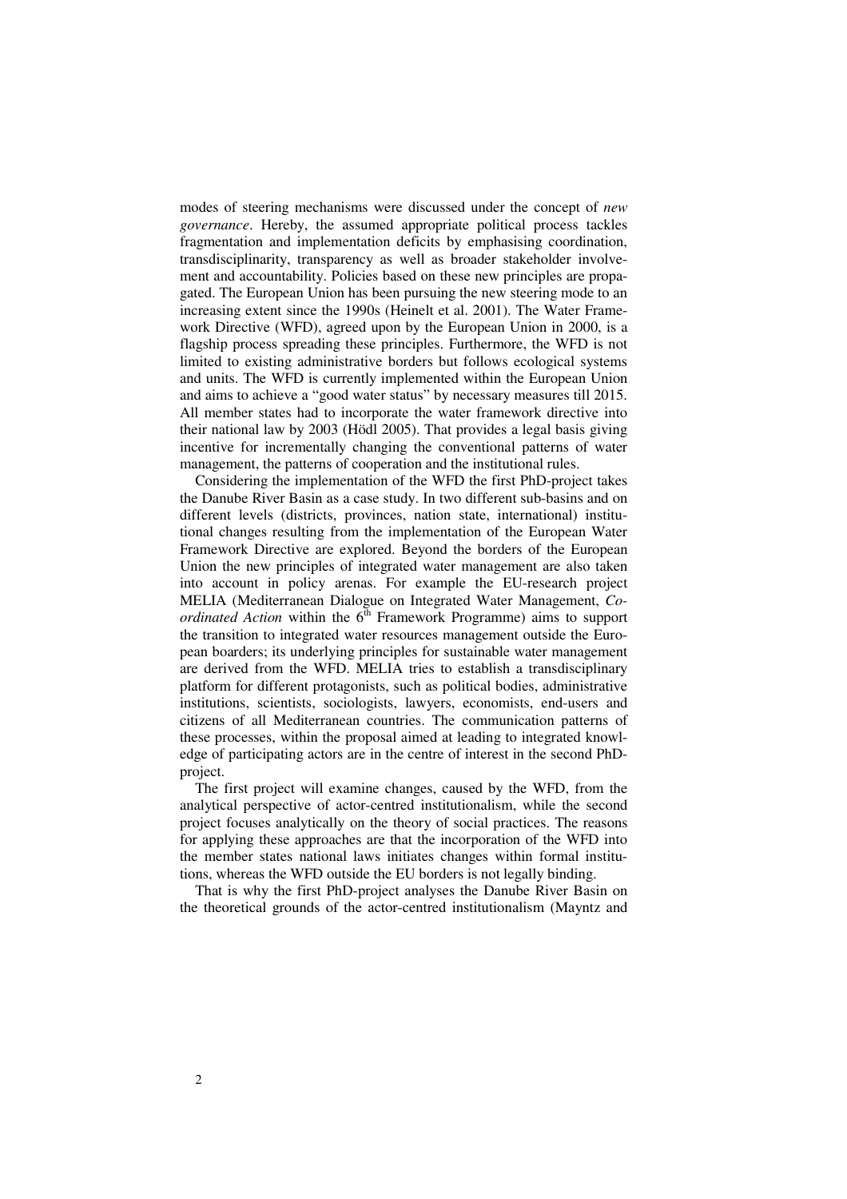modes of steering mechanisms were discussed under the concept of *new governance*. Hereby, the assumed appropriate political process tackles fragmentation and implementation deficits by emphasising coordination, transdisciplinarity, transparency as well as broader stakeholder involvement and accountability. Policies based on these new principles are propagated. The European Union has been pursuing the new steering mode to an increasing extent since the 1990s (Heinelt et al. 2001). The Water Framework Directive (WFD), agreed upon by the European Union in 2000, is a flagship process spreading these principles. Furthermore, the WFD is not limited to existing administrative borders but follows ecological systems and units. The WFD is currently implemented within the European Union and aims to achieve a "good water status" by necessary measures till 2015. All member states had to incorporate the water framework directive into their national law by 2003 (Hödl 2005). That provides a legal basis giving incentive for incrementally changing the conventional patterns of water management, the patterns of cooperation and the institutional rules.

Considering the implementation of the WFD the first PhD-project takes the Danube River Basin as a case study. In two different sub-basins and on different levels (districts, provinces, nation state, international) institutional changes resulting from the implementation of the European Water Framework Directive are explored. Beyond the borders of the European Union the new principles of integrated water management are also taken into account in policy arenas. For example the EU-research project MELIA (Mediterranean Dialogue on Integrated Water Management, *Coordinated Action* within the 6th Framework Programme) aims to support the transition to integrated water resources management outside the European boarders; its underlying principles for sustainable water management are derived from the WFD. MELIA tries to establish a transdisciplinary platform for different protagonists, such as political bodies, administrative institutions, scientists, sociologists, lawyers, economists, end-users and citizens of all Mediterranean countries. The communication patterns of these processes, within the proposal aimed at leading to integrated knowledge of participating actors are in the centre of interest in the second PhD-project.

The first project will examine changes, caused by the WFD, from the analytical perspective of actor-centred institutionalism, while the second project focuses analytically on the theory of social practices. The reasons for applying these approaches are that the incorporation of the WFD into the member states national laws initiates changes within formal institutions, whereas the WFD outside the EU borders is not legally binding.

That is why the first PhD-project analyses the Danube River Basin on the theoretical grounds of the actor-centred institutionalism (Mayntz and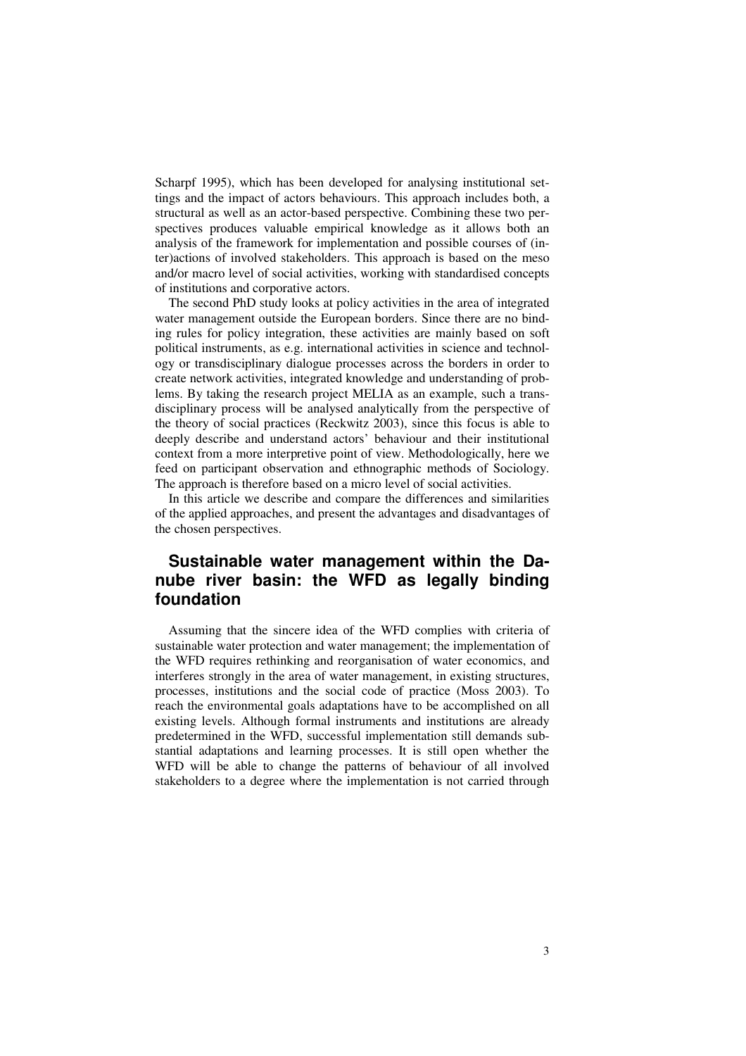Scharpf 1995), which has been developed for analysing institutional settings and the impact of actors behaviours. This approach includes both, a structural as well as an actor-based perspective. Combining these two perspectives produces valuable empirical knowledge as it allows both an analysis of the framework for implementation and possible courses of (inter)actions of involved stakeholders. This approach is based on the meso and/or macro level of social activities, working with standardised concepts of institutions and corporative actors.

The second PhD study looks at policy activities in the area of integrated water management outside the European borders. Since there are no binding rules for policy integration, these activities are mainly based on soft political instruments, as e.g. international activities in science and technology or transdisciplinary dialogue processes across the borders in order to create network activities, integrated knowledge and understanding of problems. By taking the research project MELIA as an example, such a transdisciplinary process will be analysed analytically from the perspective of the theory of social practices (Reckwitz 2003), since this focus is able to deeply describe and understand actors' behaviour and their institutional context from a more interpretive point of view. Methodologically, here we feed on participant observation and ethnographic methods of Sociology. The approach is therefore based on a micro level of social activities.

In this article we describe and compare the differences and similarities of the applied approaches, and present the advantages and disadvantages of the chosen perspectives.

## Sustainable water management within the Danube river basin: the WFD as legally binding foundation

Assuming that the sincere idea of the WFD complies with criteria of sustainable water protection and water management; the implementation of the WFD requires rethinking and reorganisation of water economics, and interferes strongly in the area of water management, in existing structures, processes, institutions and the social code of practice (Moss 2003). To reach the environmental goals adaptations have to be accomplished on all existing levels. Although formal instruments and institutions are already predetermined in the WFD, successful implementation still demands substantial adaptations and learning processes. It is still open whether the WFD will be able to change the patterns of behaviour of all involved stakeholders to a degree where the implementation is not carried through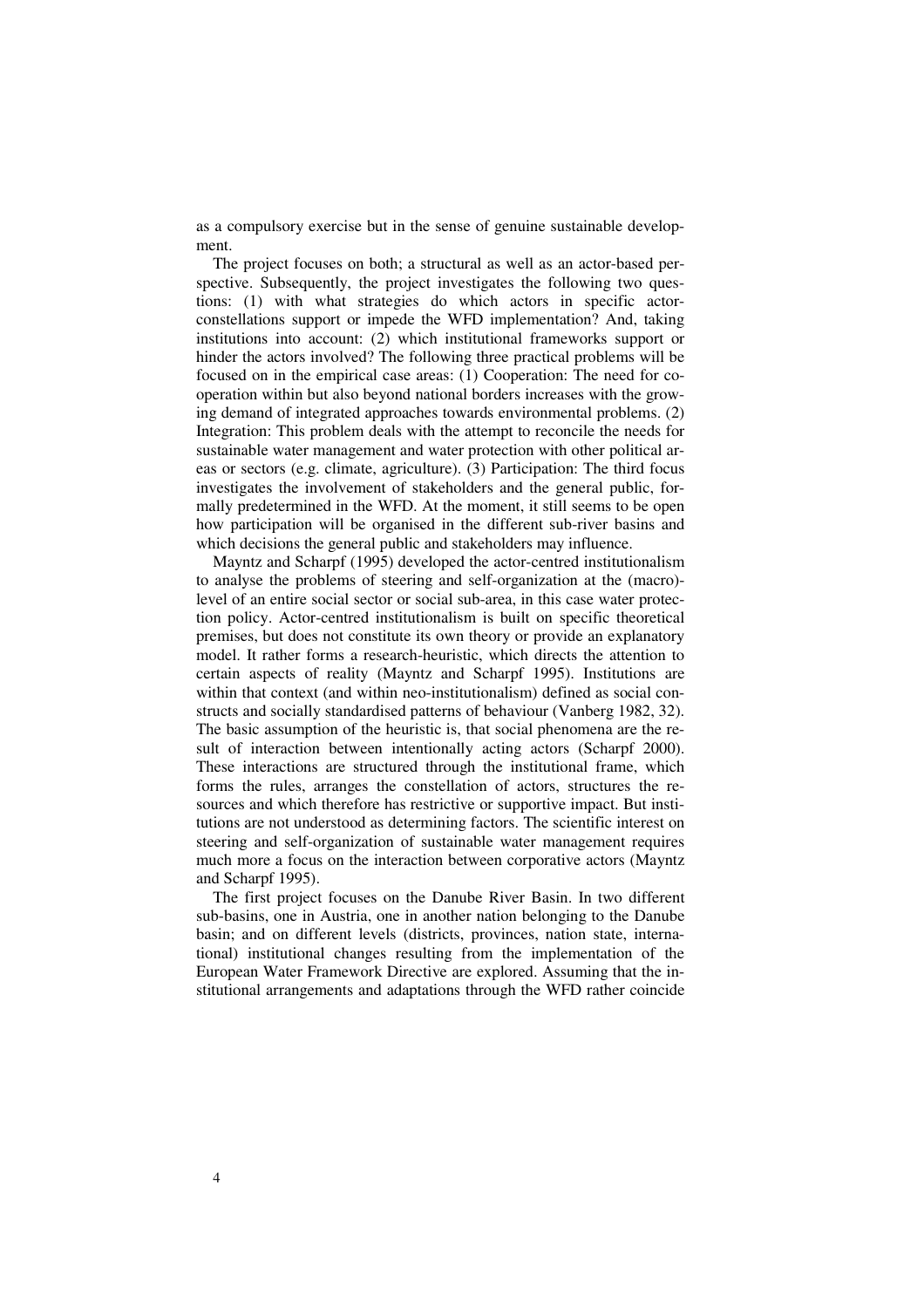as a compulsory exercise but in the sense of genuine sustainable development.

The project focuses on both; a structural as well as an actor-based perspective. Subsequently, the project investigates the following two questions: (1) with what strategies do which actors in specific actor-constellations support or impede the WFD implementation? And, taking institutions into account: (2) which institutional frameworks support or hinder the actors involved? The following three practical problems will be focused on in the empirical case areas: (1) Cooperation: The need for cooperation within but also beyond national borders increases with the growing demand of integrated approaches towards environmental problems. (2) Integration: This problem deals with the attempt to reconcile the needs for sustainable water management and water protection with other political areas or sectors (e.g. climate, agriculture). (3) Participation: The third focus investigates the involvement of stakeholders and the general public, formally predetermined in the WFD. At the moment, it still seems to be open how participation will be organised in the different sub-river basins and which decisions the general public and stakeholders may influence.

Mayntz and Scharpf (1995) developed the actor-centred institutionalism to analyse the problems of steering and self-organization at the (macro)-level of an entire social sector or social sub-area, in this case water protection policy. Actor-centred institutionalism is built on specific theoretical premises, but does not constitute its own theory or provide an explanatory model. It rather forms a research-heuristic, which directs the attention to certain aspects of reality (Mayntz and Scharpf 1995). Institutions are within that context (and within neo-institutionalism) defined as social constructs and socially standardised patterns of behaviour (Vanberg 1982, 32). The basic assumption of the heuristic is, that social phenomena are the result of interaction between intentionally acting actors (Scharpf 2000). These interactions are structured through the institutional frame, which forms the rules, arranges the constellation of actors, structures the resources and which therefore has restrictive or supportive impact. But institutions are not understood as determining factors. The scientific interest on steering and self-organization of sustainable water management requires much more a focus on the interaction between corporative actors (Mayntz and Scharpf 1995).

The first project focuses on the Danube River Basin. In two different sub-basins, one in Austria, one in another nation belonging to the Danube basin; and on different levels (districts, provinces, nation state, international) institutional changes resulting from the implementation of the European Water Framework Directive are explored. Assuming that the institutional arrangements and adaptations through the WFD rather coincide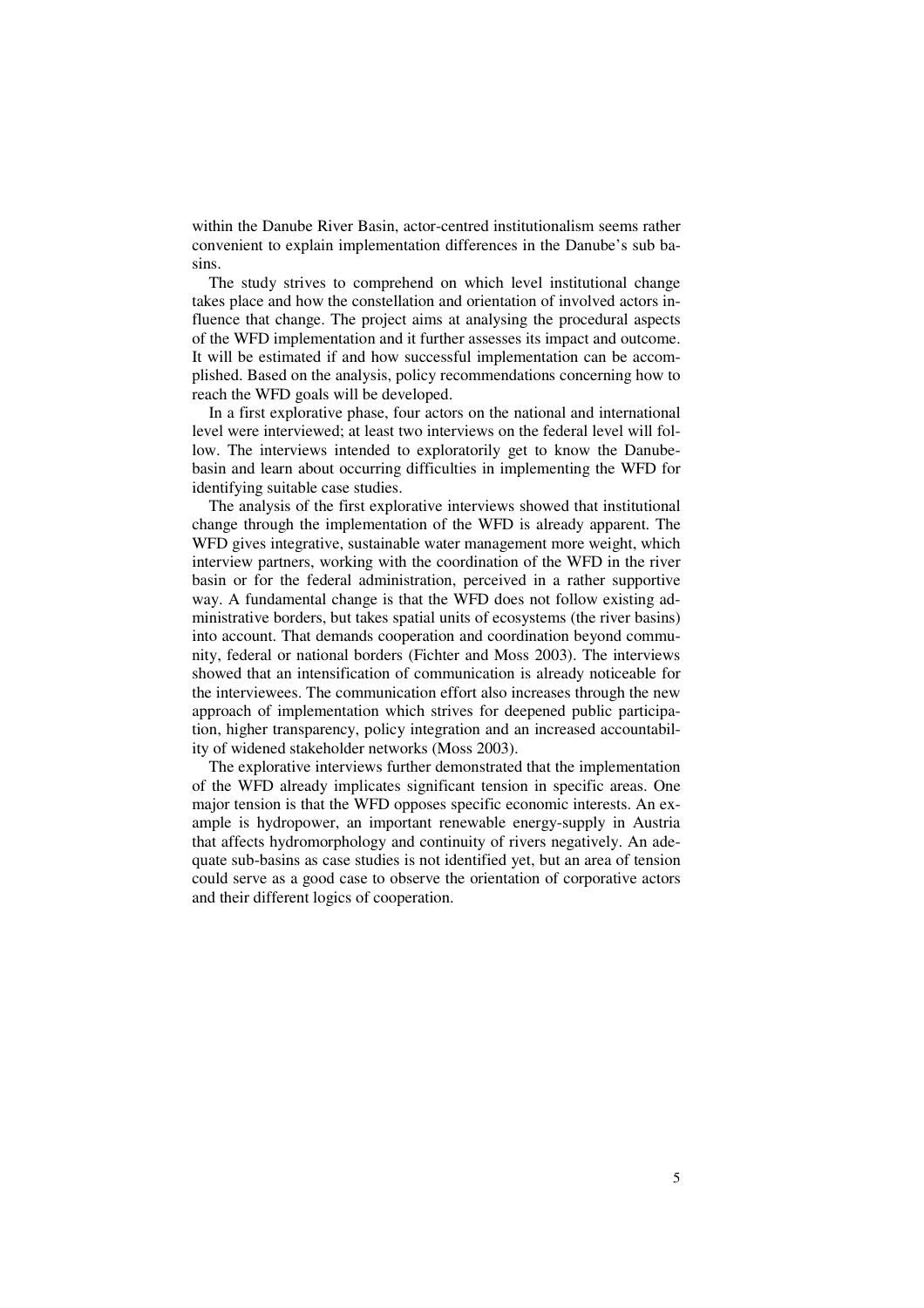within the Danube River Basin, actor-centred institutionalism seems rather convenient to explain implementation differences in the Danube's sub basins.

The study strives to comprehend on which level institutional change takes place and how the constellation and orientation of involved actors influence that change. The project aims at analysing the procedural aspects of the WFD implementation and it further assesses its impact and outcome. It will be estimated if and how successful implementation can be accomplished. Based on the analysis, policy recommendations concerning how to reach the WFD goals will be developed.

In a first explorative phase, four actors on the national and international level were interviewed; at least two interviews on the federal level will follow. The interviews intended to exploratorily get to know the Danube-basin and learn about occurring difficulties in implementing the WFD for identifying suitable case studies.

The analysis of the first explorative interviews showed that institutional change through the implementation of the WFD is already apparent. The WFD gives integrative, sustainable water management more weight, which interview partners, working with the coordination of the WFD in the river basin or for the federal administration, perceived in a rather supportive way. A fundamental change is that the WFD does not follow existing administrative borders, but takes spatial units of ecosystems (the river basins) into account. That demands cooperation and coordination beyond community, federal or national borders (Fichter and Moss 2003). The interviews showed that an intensification of communication is already noticeable for the interviewees. The communication effort also increases through the new approach of implementation which strives for deepened public participation, higher transparency, policy integration and an increased accountability of widened stakeholder networks (Moss 2003).

The explorative interviews further demonstrated that the implementation of the WFD already implicates significant tension in specific areas. One major tension is that the WFD opposes specific economic interests. An example is hydropower, an important renewable energy-supply in Austria that affects hydromorphology and continuity of rivers negatively. An adequate sub-basins as case studies is not identified yet, but an area of tension could serve as a good case to observe the orientation of corporative actors and their different logics of cooperation.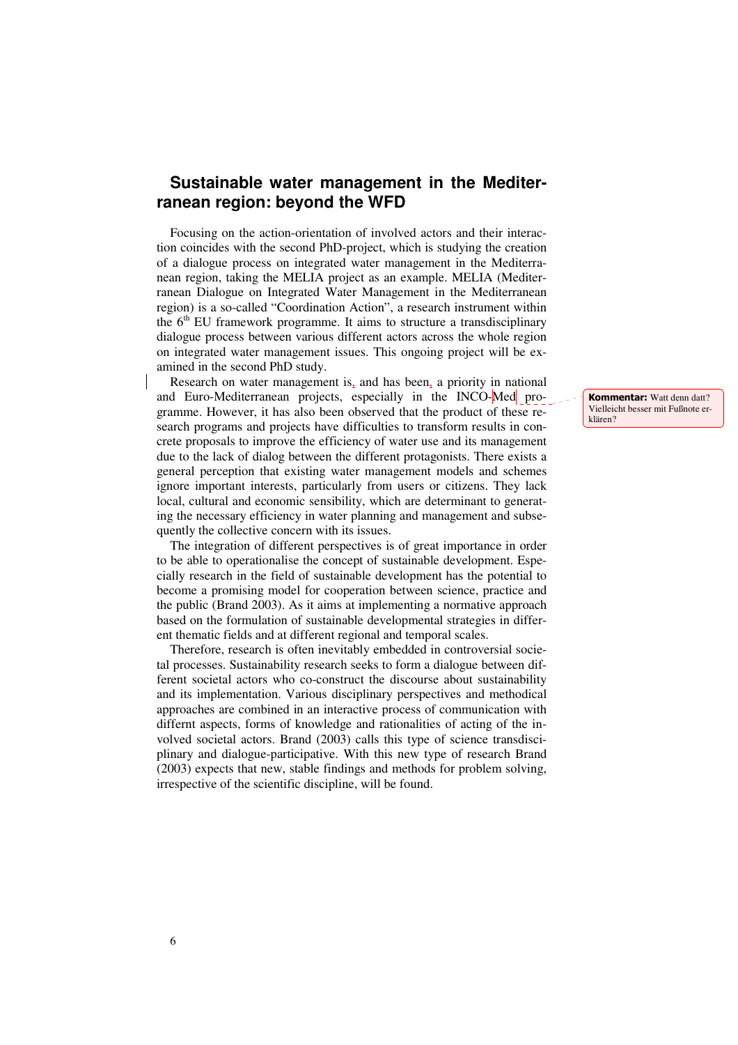## Sustainable water management in the Mediterranean region: beyond the WFD

Focusing on the action-orientation of involved actors and their interaction coincides with the second PhD-project, which is studying the creation of a dialogue process on integrated water management in the Mediterranean region, taking the MELIA project as an example. MELIA (Mediterranean Dialogue on Integrated Water Management in the Mediterranean region) is a so-called "Coordination Action", a research instrument within the 6$^{th}$ EU framework programme. It aims to structure a transdisciplinary dialogue process between various different actors across the whole region on integrated water management issues. This ongoing project will be examined in the second PhD study.

Research on water management is, and has been, a priority in national and Euro-Mediterranean projects, especially in the INCO-Med programme. However, it has also been observed that the product of these research programs and projects have difficulties to transform results in concrete proposals to improve the efficiency of water use and its management due to the lack of dialog between the different protagonists. There exists a general perception that existing water management models and schemes ignore important interests, particularly from users or citizens. They lack local, cultural and economic sensibility, which are determinant to generating the necessary efficiency in water planning and management and subsequently the collective concern with its issues.

**Kommentar:** Watt denn datt? Vielleicht besser mit Fußnote erklären?

The integration of different perspectives is of great importance in order to be able to operationalise the concept of sustainable development. Especially research in the field of sustainable development has the potential to become a promising model for cooperation between science, practice and the public (Brand 2003). As it aims at implementing a normative approach based on the formulation of sustainable developmental strategies in different thematic fields and at different regional and temporal scales.

Therefore, research is often inevitably embedded in controversial societal processes. Sustainability research seeks to form a dialogue between different societal actors who co-construct the discourse about sustainability and its implementation. Various disciplinary perspectives and methodical approaches are combined in an interactive process of communication with differnt aspects, forms of knowledge and rationalities of acting of the involved societal actors. Brand (2003) calls this type of science transdisciplinary and dialogue-participative. With this new type of research Brand (2003) expects that new, stable findings and methods for problem solving, irrespective of the scientific discipline, will be found.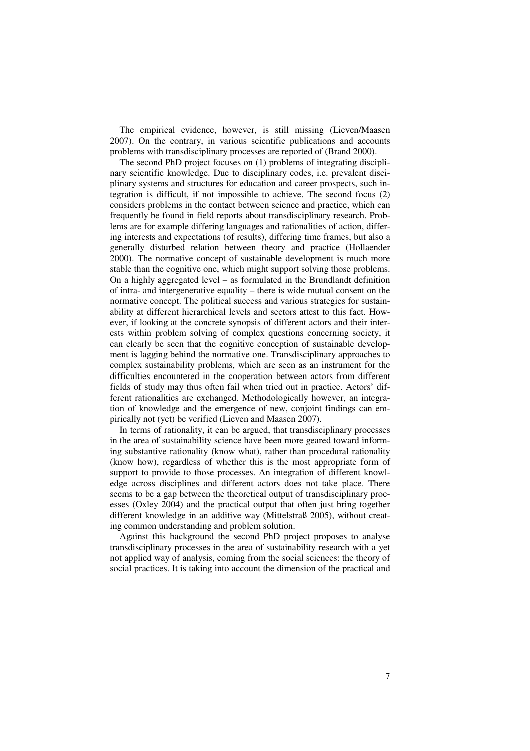The empirical evidence, however, is still missing (Lieven/Maasen 2007). On the contrary, in various scientific publications and accounts problems with transdisciplinary processes are reported of (Brand 2000).

The second PhD project focuses on (1) problems of integrating disciplinary scientific knowledge. Due to disciplinary codes, i.e. prevalent disciplinary systems and structures for education and career prospects, such integration is difficult, if not impossible to achieve. The second focus (2) considers problems in the contact between science and practice, which can frequently be found in field reports about transdisciplinary research. Problems are for example differing languages and rationalities of action, differing interests and expectations (of results), differing time frames, but also a generally disturbed relation between theory and practice (Hollaender 2000). The normative concept of sustainable development is much more stable than the cognitive one, which might support solving those problems. On a highly aggregated level – as formulated in the Brundlandt definition of intra- and intergenerative equality – there is wide mutual consent on the normative concept. The political success and various strategies for sustainability at different hierarchical levels and sectors attest to this fact. However, if looking at the concrete synopsis of different actors and their interests within problem solving of complex questions concerning society, it can clearly be seen that the cognitive conception of sustainable development is lagging behind the normative one. Transdisciplinary approaches to complex sustainability problems, which are seen as an instrument for the difficulties encountered in the cooperation between actors from different fields of study may thus often fail when tried out in practice. Actors' different rationalities are exchanged. Methodologically however, an integration of knowledge and the emergence of new, conjoint findings can empirically not (yet) be verified (Lieven and Maasen 2007).

In terms of rationality, it can be argued, that transdisciplinary processes in the area of sustainability science have been more geared toward informing substantive rationality (know what), rather than procedural rationality (know how), regardless of whether this is the most appropriate form of support to provide to those processes. An integration of different knowledge across disciplines and different actors does not take place. There seems to be a gap between the theoretical output of transdisciplinary processes (Oxley 2004) and the practical output that often just bring together different knowledge in an additive way (Mittelstraß 2005), without creating common understanding and problem solution.

Against this background the second PhD project proposes to analyse transdisciplinary processes in the area of sustainability research with a yet not applied way of analysis, coming from the social sciences: the theory of social practices. It is taking into account the dimension of the practical and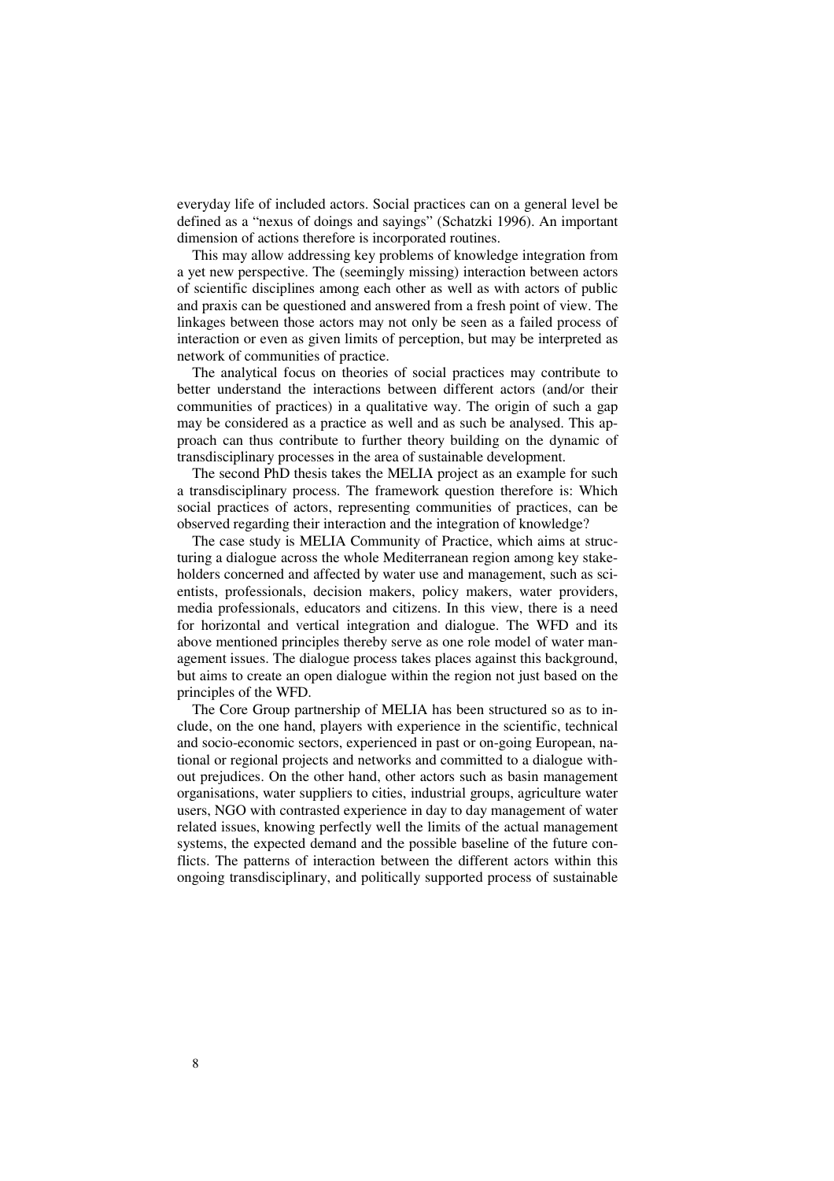everyday life of included actors. Social practices can on a general level be defined as a "nexus of doings and sayings" (Schatzki 1996). An important dimension of actions therefore is incorporated routines.

This may allow addressing key problems of knowledge integration from a yet new perspective. The (seemingly missing) interaction between actors of scientific disciplines among each other as well as with actors of public and praxis can be questioned and answered from a fresh point of view. The linkages between those actors may not only be seen as a failed process of interaction or even as given limits of perception, but may be interpreted as network of communities of practice.

The analytical focus on theories of social practices may contribute to better understand the interactions between different actors (and/or their communities of practices) in a qualitative way. The origin of such a gap may be considered as a practice as well and as such be analysed. This approach can thus contribute to further theory building on the dynamic of transdisciplinary processes in the area of sustainable development.

The second PhD thesis takes the MELIA project as an example for such a transdisciplinary process. The framework question therefore is: Which social practices of actors, representing communities of practices, can be observed regarding their interaction and the integration of knowledge?

The case study is MELIA Community of Practice, which aims at structuring a dialogue across the whole Mediterranean region among key stakeholders concerned and affected by water use and management, such as scientists, professionals, decision makers, policy makers, water providers, media professionals, educators and citizens. In this view, there is a need for horizontal and vertical integration and dialogue. The WFD and its above mentioned principles thereby serve as one role model of water management issues. The dialogue process takes places against this background, but aims to create an open dialogue within the region not just based on the principles of the WFD.

The Core Group partnership of MELIA has been structured so as to include, on the one hand, players with experience in the scientific, technical and socio-economic sectors, experienced in past or on-going European, national or regional projects and networks and committed to a dialogue without prejudices. On the other hand, other actors such as basin management organisations, water suppliers to cities, industrial groups, agriculture water users, NGO with contrasted experience in day to day management of water related issues, knowing perfectly well the limits of the actual management systems, the expected demand and the possible baseline of the future conflicts. The patterns of interaction between the different actors within this ongoing transdisciplinary, and politically supported process of sustainable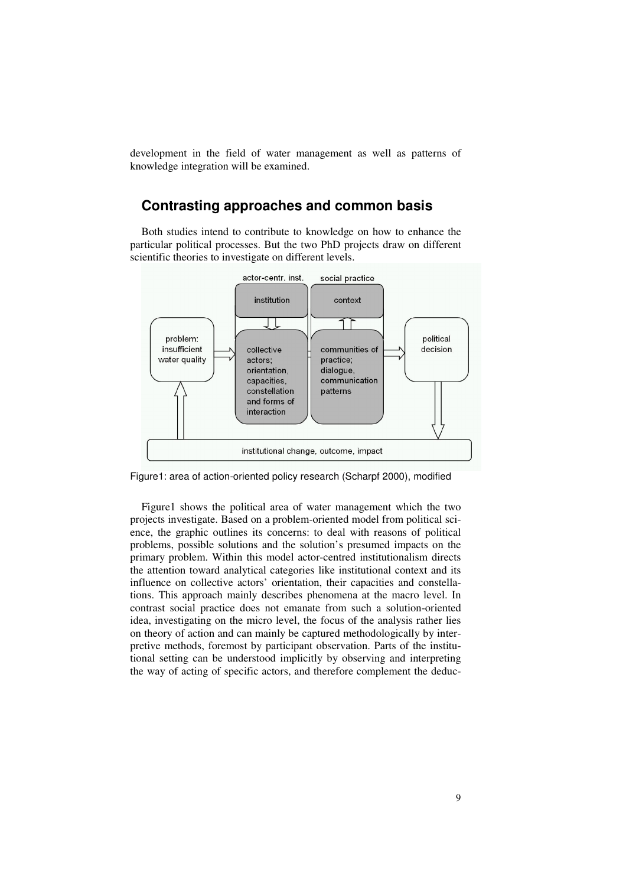development in the field of water management as well as patterns of knowledge integration will be examined.

## Contrasting approaches and common basis

Both studies intend to contribute to knowledge on how to enhance the particular political processes. But the two PhD projects draw on different scientific theories to investigate on different levels.

Figure1: area of action-oriented policy research (Scharpf 2000), modified

Figure1 shows the political area of water management which the two projects investigate. Based on a problem-oriented model from political science, the graphic outlines its concerns: to deal with reasons of political problems, possible solutions and the solution's presumed impacts on the primary problem. Within this model actor-centred institutionalism directs the attention toward analytical categories like institutional context and its influence on collective actors' orientation, their capacities and constellations. This approach mainly describes phenomena at the macro level. In contrast social practice does not emanate from such a solution-oriented idea, investigating on the micro level, the focus of the analysis rather lies on theory of action and can mainly be captured methodologically by interpretive methods, foremost by participant observation. Parts of the institutional setting can be understood implicitly by observing and interpreting the way of acting of specific actors, and therefore complement the deduc-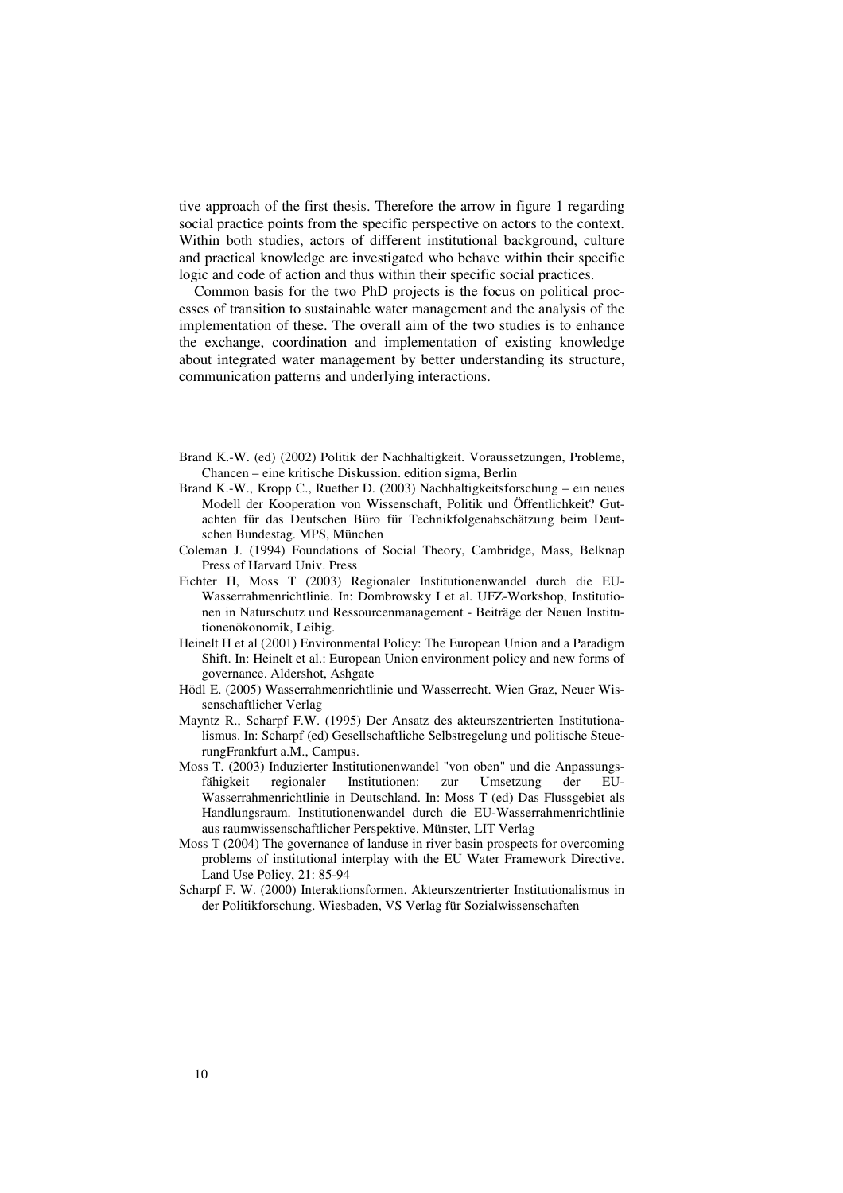tive approach of the first thesis. Therefore the arrow in figure 1 regarding social practice points from the specific perspective on actors to the context. Within both studies, actors of different institutional background, culture and practical knowledge are investigated who behave within their specific logic and code of action and thus within their specific social practices.

Common basis for the two PhD projects is the focus on political processes of transition to sustainable water management and the analysis of the implementation of these. The overall aim of the two studies is to enhance the exchange, coordination and implementation of existing knowledge about integrated water management by better understanding its structure, communication patterns and underlying interactions.

Brand K.-W. (ed) (2002) Politik der Nachhaltigkeit. Voraussetzungen, Probleme, Chancen – eine kritische Diskussion. edition sigma, Berlin

Brand K.-W., Kropp C., Ruether D. (2003) Nachhaltigkeitsforschung – ein neues Modell der Kooperation von Wissenschaft, Politik und Öffentlichkeit? Gutachten für das Deutschen Büro für Technikfolgenabschätzung beim Deutschen Bundestag. MPS, München

Coleman J. (1994) Foundations of Social Theory, Cambridge, Mass, Belknap Press of Harvard Univ. Press

Fichter H, Moss T (2003) Regionaler Institutionenwandel durch die EU-Wasserrahmenrichtlinie. In: Dombrowsky I et al. UFZ-Workshop, Institutionen in Naturschutz und Ressourcenmanagement - Beiträge der Neuen Institutionenökonomik, Leibig.

Heinelt H et al (2001) Environmental Policy: The European Union and a Paradigm Shift. In: Heinelt et al.: European Union environment policy and new forms of governance. Aldershot, Ashgate

Hödl E. (2005) Wasserrahmenrichtlinie und Wasserrecht. Wien Graz, Neuer Wissenschaftlicher Verlag

Mayntz R., Scharpf F.W. (1995) Der Ansatz des akteurszentrierten Institutionalismus. In: Scharpf (ed) Gesellschaftliche Selbstregelung und politische SteuerungFrankfurt a.M., Campus.

Moss T. (2003) Induzierter Institutionenwandel "von oben" und die Anpassungsfähigkeit regionaler Institutionen: zur Umsetzung der EU-Wasserrahmenrichtlinie in Deutschland. In: Moss T (ed) Das Flussgebiet als Handlungsraum. Institutionenwandel durch die EU-Wasserrahmenrichtlinie aus raumwissenschaftlicher Perspektive. Münster, LIT Verlag

Moss T (2004) The governance of landuse in river basin prospects for overcoming problems of institutional interplay with the EU Water Framework Directive. Land Use Policy, 21: 85-94

Scharpf F. W. (2000) Interaktionsformen. Akteurszentrierter Institutionalismus in der Politikforschung. Wiesbaden, VS Verlag für Sozialwissenschaften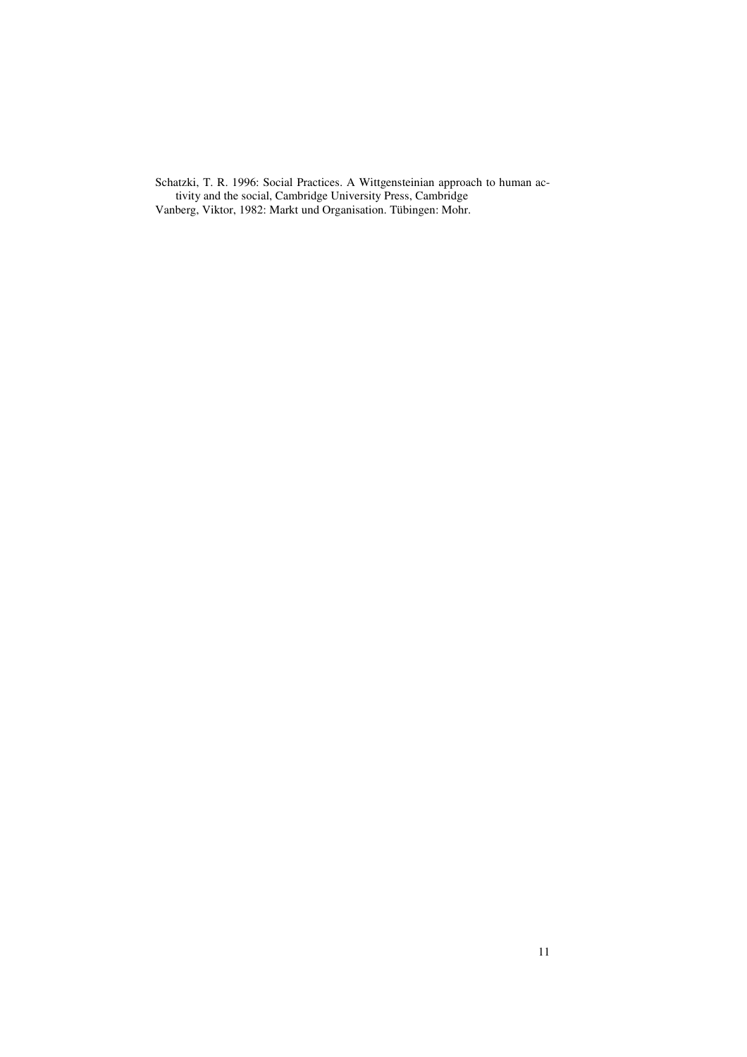Schatzki, T. R. 1996: Social Practices. A Wittgensteinian approach to human activity and the social, Cambridge University Press, Cambridge

Vanberg, Viktor, 1982: Markt und Organisation. Tübingen: Mohr.